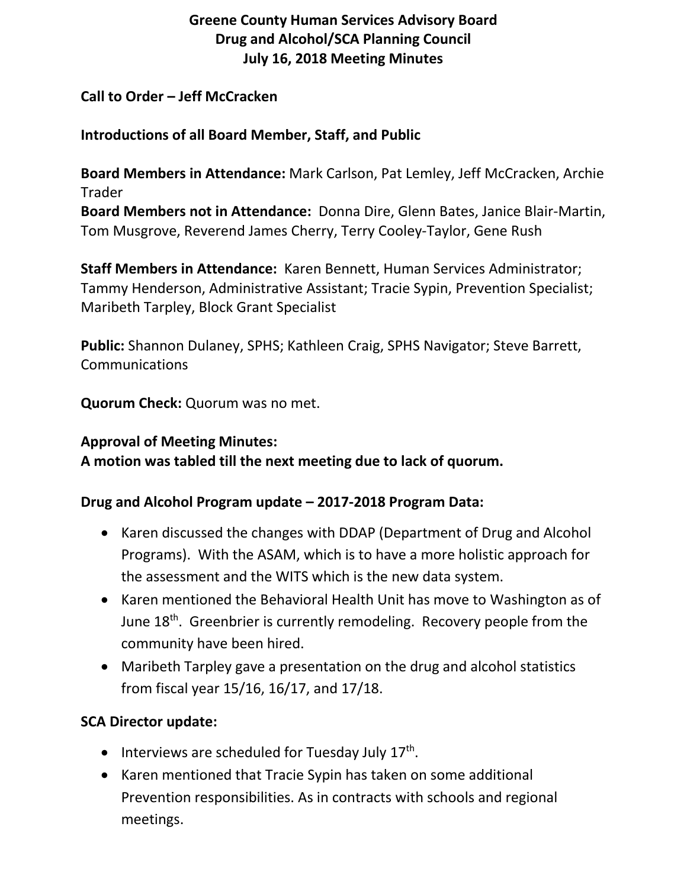# Greene County Human Services Advisory Board
## Drug and Alcohol/SCA Planning Council
## July 16, 2018 Meeting Minutes

**Call to Order – Jeff McCracken**

**Introductions of all Board Member, Staff, and Public**

**Board Members in Attendance:** Mark Carlson, Pat Lemley, Jeff McCracken, Archie Trader
**Board Members not in Attendance:** Donna Dire, Glenn Bates, Janice Blair-Martin, Tom Musgrove, Reverend James Cherry, Terry Cooley-Taylor, Gene Rush

**Staff Members in Attendance:** Karen Bennett, Human Services Administrator; Tammy Henderson, Administrative Assistant; Tracie Sypin, Prevention Specialist; Maribeth Tarpley, Block Grant Specialist

**Public:** Shannon Dulaney, SPHS; Kathleen Craig, SPHS Navigator; Steve Barrett, Communications

**Quorum Check:** Quorum was no met.

**Approval of Meeting Minutes:**
**A motion was tabled till the next meeting due to lack of quorum.**

**Drug and Alcohol Program update – 2017-2018 Program Data:**

- Karen discussed the changes with DDAP (Department of Drug and Alcohol Programs). With the ASAM, which is to have a more holistic approach for the assessment and the WITS which is the new data system.
- Karen mentioned the Behavioral Health Unit has move to Washington as of June 18th. Greenbrier is currently remodeling. Recovery people from the community have been hired.
- Maribeth Tarpley gave a presentation on the drug and alcohol statistics from fiscal year 15/16, 16/17, and 17/18.

**SCA Director update:**

- Interviews are scheduled for Tuesday July 17th.
- Karen mentioned that Tracie Sypin has taken on some additional Prevention responsibilities. As in contracts with schools and regional meetings.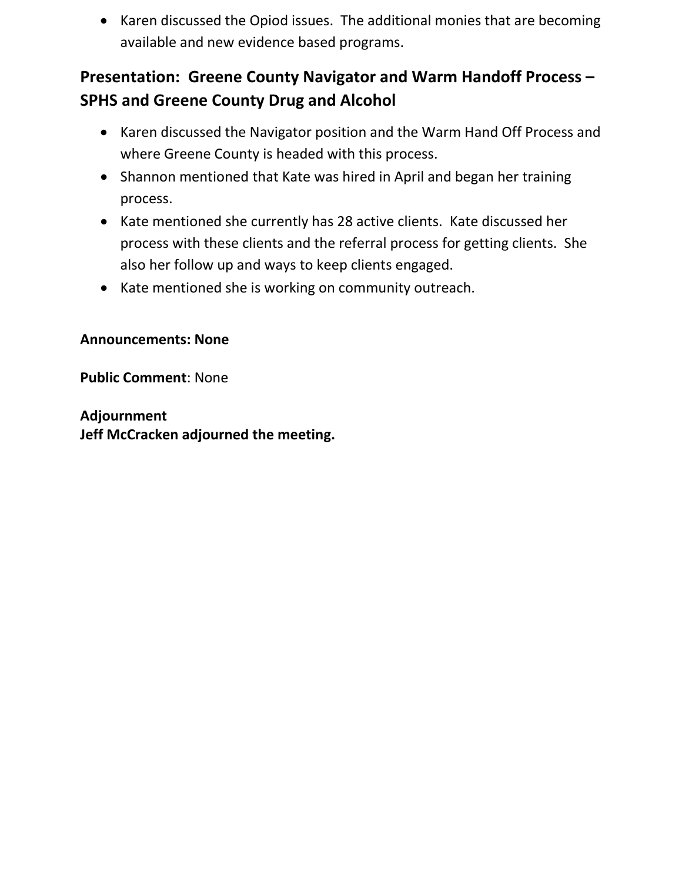- Karen discussed the Opiod issues. The additional monies that are becoming available and new evidence based programs.

## Presentation: Greene County Navigator and Warm Handoff Process – SPHS and Greene County Drug and Alcohol

- Karen discussed the Navigator position and the Warm Hand Off Process and where Greene County is headed with this process.
- Shannon mentioned that Kate was hired in April and began her training process.
- Kate mentioned she currently has 28 active clients. Kate discussed her process with these clients and the referral process for getting clients. She also her follow up and ways to keep clients engaged.
- Kate mentioned she is working on community outreach.

**Announcements: None**

**Public Comment**: None

**Adjournment**
**Jeff McCracken adjourned the meeting.**